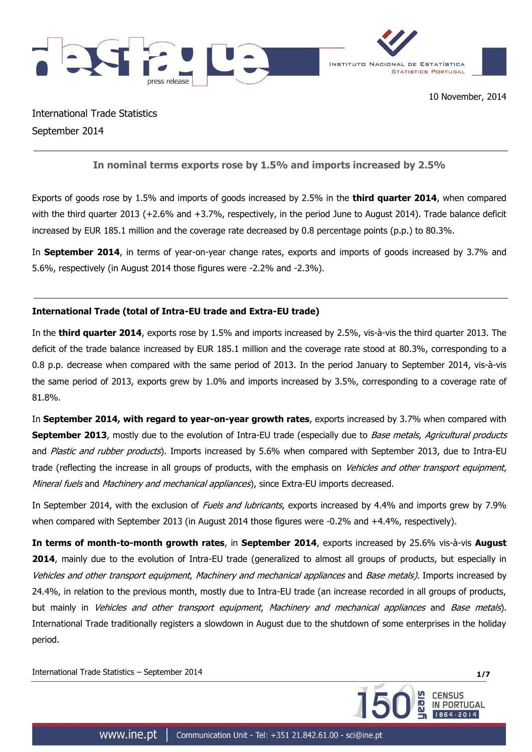10 November, 2014

International Trade Statistics

September 2014

## In nominal terms exports rose by 1.5% and imports increased by 2.5%

Exports of goods rose by 1.5% and imports of goods increased by 2.5% in the **third quarter 2014**, when compared with the third quarter 2013 (+2.6% and +3.7%, respectively, in the period June to August 2014). Trade balance deficit increased by EUR 185.1 million and the coverage rate decreased by 0.8 percentage points (p.p.) to 80.3%.

In **September 2014**, in terms of year-on-year change rates, exports and imports of goods increased by 3.7% and 5.6%, respectively (in August 2014 those figures were -2.2% and -2.3%).

### International Trade (total of Intra-EU trade and Extra-EU trade)

In the **third quarter 2014**, exports rose by 1.5% and imports increased by 2.5%, vis-à-vis the third quarter 2013. The deficit of the trade balance increased by EUR 185.1 million and the coverage rate stood at 80.3%, corresponding to a 0.8 p.p. decrease when compared with the same period of 2013. In the period January to September 2014, vis-à-vis the same period of 2013, exports grew by 1.0% and imports increased by 3.5%, corresponding to a coverage rate of 81.8%.

In **September 2014, with regard to year-on-year growth rates**, exports increased by 3.7% when compared with **September 2013**, mostly due to the evolution of Intra-EU trade (especially due to *Base metals*, *Agricultural products* and *Plastic and rubber products*). Imports increased by 5.6% when compared with September 2013, due to Intra-EU trade (reflecting the increase in all groups of products, with the emphasis on *Vehicles and other transport equipment, Mineral fuels* and *Machinery and mechanical appliances*), since Extra-EU imports decreased.

In September 2014, with the exclusion of *Fuels and lubricants*, exports increased by 4.4% and imports grew by 7.9% when compared with September 2013 (in August 2014 those figures were -0.2% and +4.4%, respectively).

**In terms of month-to-month growth rates**, in **September 2014**, exports increased by 25.6% vis-à-vis **August 2014**, mainly due to the evolution of Intra-EU trade (generalized to almost all groups of products, but especially in *Vehicles and other transport equipment*, *Machinery and mechanical appliances* and *Base metals).* Imports increased by 24.4%, in relation to the previous month, mostly due to Intra-EU trade (an increase recorded in all groups of products, but mainly in *Vehicles and other transport equipment*, *Machinery and mechanical appliances* and *Base metals*). International Trade traditionally registers a slowdown in August due to the shutdown of some enterprises in the holiday period.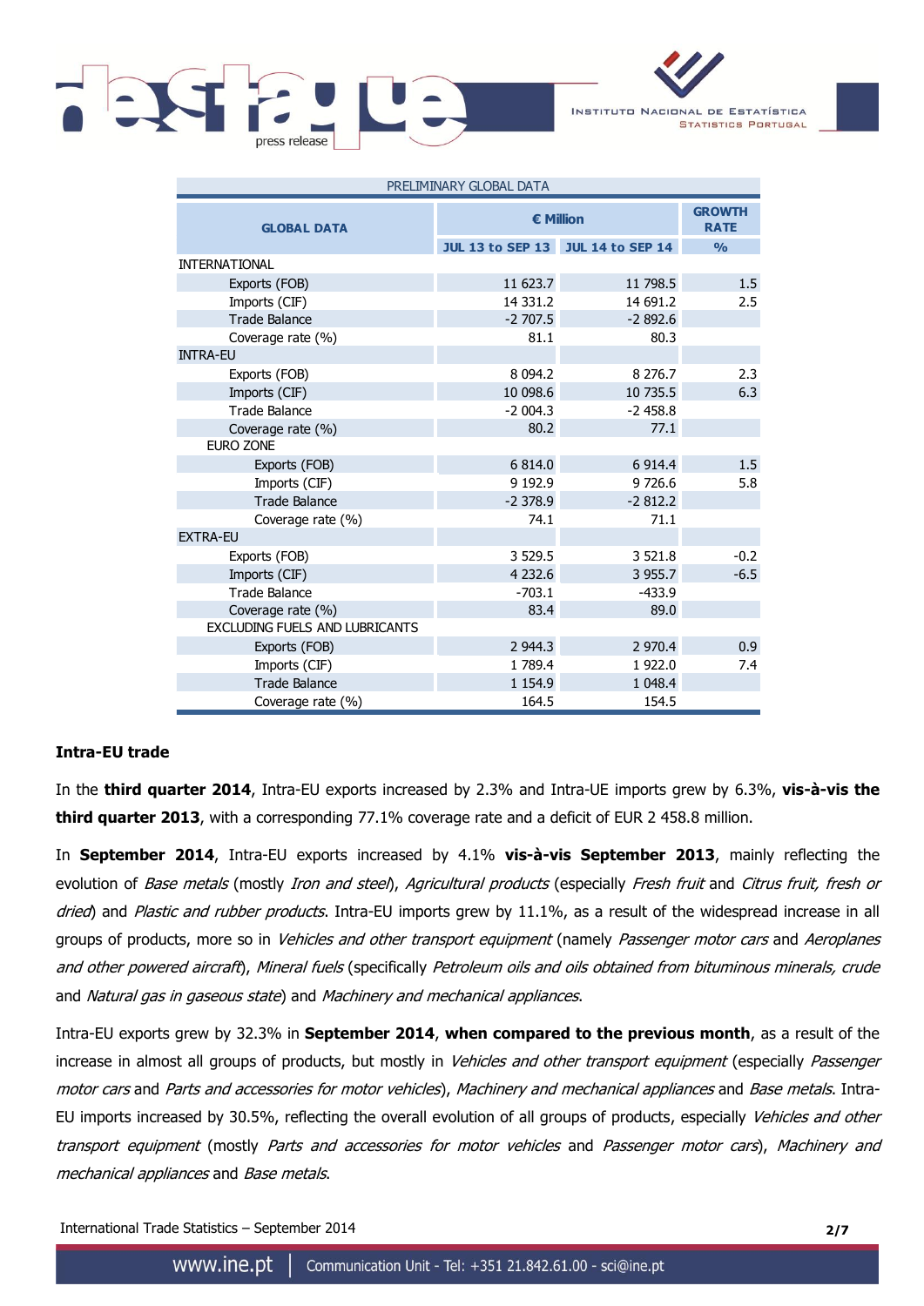| PRELIMINARY GLOBAL DATA | | | |
|---|---|---|---|
| **GLOBAL DATA** | **€ Million** | | **GROWTH RATE** |
| | **JUL 13 to SEP 13** | **JUL 14 to SEP 14** | **%** |
| INTERNATIONAL | | | |
| Exports (FOB) | 11 623.7 | 11 798.5 | 1.5 |
| Imports (CIF) | 14 331.2 | 14 691.2 | 2.5 |
| Trade Balance | -2 707.5 | -2 892.6 | |
| Coverage rate (%) | 81.1 | 80.3 | |
| INTRA-EU | | | |
| Exports (FOB) | 8 094.2 | 8 276.7 | 2.3 |
| Imports (CIF) | 10 098.6 | 10 735.5 | 6.3 |
| Trade Balance | -2 004.3 | -2 458.8 | |
| Coverage rate (%) | 80.2 | 77.1 | |
| EURO ZONE | | | |
| Exports (FOB) | 6 814.0 | 6 914.4 | 1.5 |
| Imports (CIF) | 9 192.9 | 9 726.6 | 5.8 |
| Trade Balance | -2 378.9 | -2 812.2 | |
| Coverage rate (%) | 74.1 | 71.1 | |
| EXTRA-EU | | | |
| Exports (FOB) | 3 529.5 | 3 521.8 | -0.2 |
| Imports (CIF) | 4 232.6 | 3 955.7 | -6.5 |
| Trade Balance | -703.1 | -433.9 | |
| Coverage rate (%) | 83.4 | 89.0 | |
| EXCLUDING FUELS AND LUBRICANTS | | | |
| Exports (FOB) | 2 944.3 | 2 970.4 | 0.9 |
| Imports (CIF) | 1 789.4 | 1 922.0 | 7.4 |
| Trade Balance | 1 154.9 | 1 048.4 | |
| Coverage rate (%) | 164.5 | 154.5 | |

### Intra-EU trade

In the **third quarter 2014**, Intra-EU exports increased by 2.3% and Intra-UE imports grew by 6.3%, **vis-à-vis the third quarter 2013**, with a corresponding 77.1% coverage rate and a deficit of EUR 2 458.8 million.

In **September 2014**, Intra-EU exports increased by 4.1% **vis-à-vis September 2013**, mainly reflecting the evolution of *Base metals* (mostly *Iron and steel*), *Agricultural products* (especially *Fresh fruit* and *Citrus fruit, fresh or dried*) and *Plastic and rubber products*. Intra-EU imports grew by 11.1%, as a result of the widespread increase in all groups of products, more so in *Vehicles and other transport equipment* (namely *Passenger motor cars* and *Aeroplanes and other powered aircraft*), *Mineral fuels* (specifically *Petroleum oils and oils obtained from bituminous minerals, crude* and *Natural gas in gaseous state*) and *Machinery and mechanical appliances*.

Intra-EU exports grew by 32.3% in **September 2014**, **when compared to the previous month**, as a result of the increase in almost all groups of products, but mostly in *Vehicles and other transport equipment* (especially *Passenger motor cars* and *Parts and accessories for motor vehicles*), *Machinery and mechanical appliances* and *Base metals*. Intra-EU imports increased by 30.5%, reflecting the overall evolution of all groups of products, especially *Vehicles and other transport equipment* (mostly *Parts and accessories for motor vehicles* and *Passenger motor cars*), *Machinery and mechanical appliances* and *Base metals*.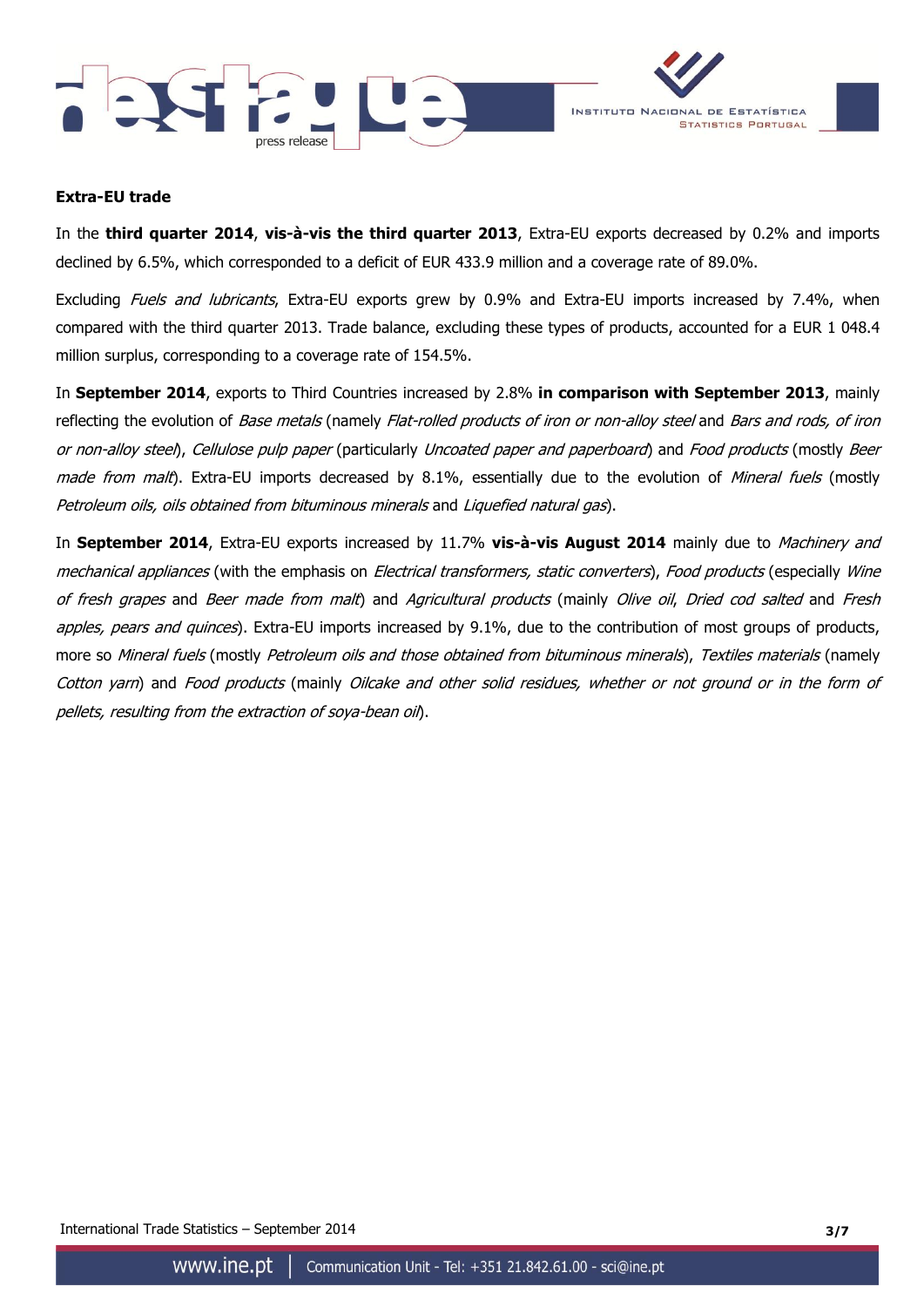**Extra-EU trade**

In the **third quarter 2014**, **vis-à-vis the third quarter 2013**, Extra-EU exports decreased by 0.2% and imports declined by 6.5%, which corresponded to a deficit of EUR 433.9 million and a coverage rate of 89.0%.

Excluding *Fuels and lubricants*, Extra-EU exports grew by 0.9% and Extra-EU imports increased by 7.4%, when compared with the third quarter 2013. Trade balance, excluding these types of products, accounted for a EUR 1 048.4 million surplus, corresponding to a coverage rate of 154.5%.

In **September 2014**, exports to Third Countries increased by 2.8% **in comparison with September 2013**, mainly reflecting the evolution of *Base metals* (namely *Flat-rolled products of iron or non-alloy steel* and *Bars and rods, of iron or non-alloy steel*), *Cellulose pulp paper* (particularly *Uncoated paper and paperboard*) and *Food products* (mostly *Beer made from malt*). Extra-EU imports decreased by 8.1%, essentially due to the evolution of *Mineral fuels* (mostly *Petroleum oils, oils obtained from bituminous minerals* and *Liquefied natural gas*).

In **September 2014**, Extra-EU exports increased by 11.7% **vis-à-vis August 2014** mainly due to *Machinery and mechanical appliances* (with the emphasis on *Electrical transformers, static converters*), *Food products* (especially *Wine of fresh grapes* and *Beer made from malt*) and *Agricultural products* (mainly *Olive oil*, *Dried cod salted* and *Fresh apples, pears and quinces*). Extra-EU imports increased by 9.1%, due to the contribution of most groups of products, more so *Mineral fuels* (mostly *Petroleum oils and those obtained from bituminous minerals*), *Textiles materials* (namely *Cotton yarn*) and *Food products* (mainly *Oilcake and other solid residues, whether or not ground or in the form of pellets, resulting from the extraction of soya-bean oil*).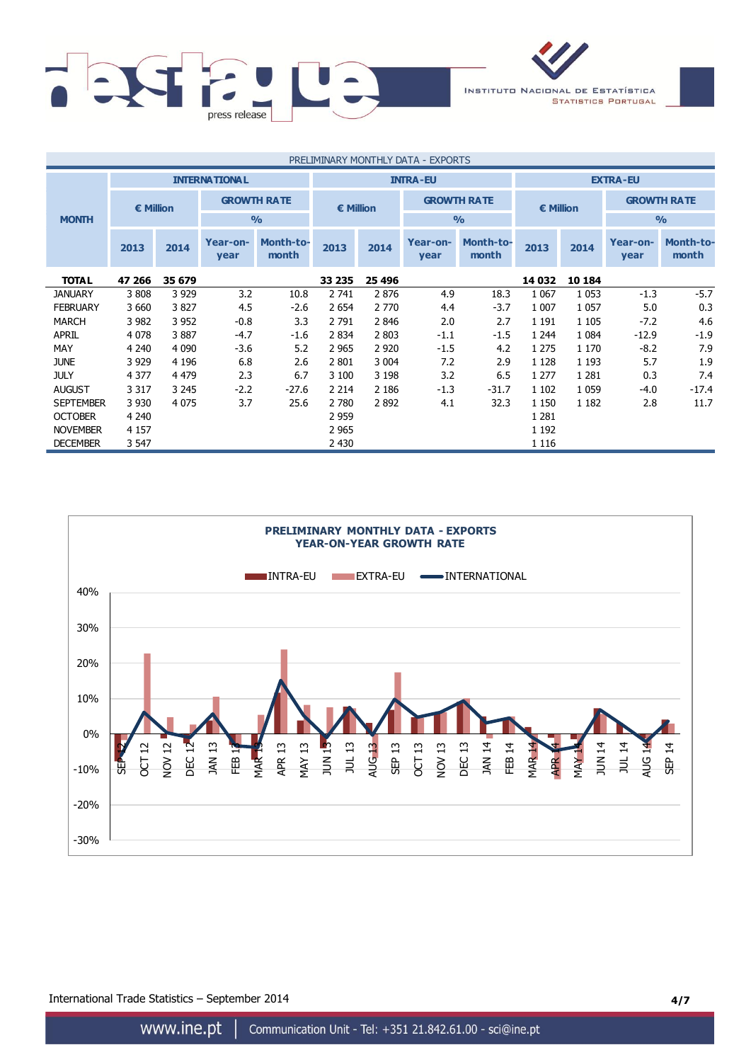PRELIMINARY MONTHLY DATA - EXPORTS

| MONTH | INTERNATIONAL | | | | INTRA-EU | | | | EXTRA-EU | | | |
|---|---|---|---|---|---|---|---|---|---|---|---|---|
| | € Million | | GROWTH RATE % | | € Million | | GROWTH RATE % | | € Million | | GROWTH RATE % | |
| | 2013 | 2014 | Year-on-year | Month-to-month | 2013 | 2014 | Year-on-year | Month-to-month | 2013 | 2014 | Year-on-year | Month-to-month |
| **TOTAL** | **47 266** | **35 679** | | | **33 235** | **25 496** | | | **14 032** | **10 184** | | |
| JANUARY | 3 808 | 3 929 | 3.2 | 10.8 | 2 741 | 2 876 | 4.9 | 18.3 | 1 067 | 1 053 | -1.3 | -5.7 |
| FEBRUARY | 3 660 | 3 827 | 4.5 | -2.6 | 2 654 | 2 770 | 4.4 | -3.7 | 1 007 | 1 057 | 5.0 | 0.3 |
| MARCH | 3 982 | 3 952 | -0.8 | 3.3 | 2 791 | 2 846 | 2.0 | 2.7 | 1 191 | 1 105 | -7.2 | 4.6 |
| APRIL | 4 078 | 3 887 | -4.7 | -1.6 | 2 834 | 2 803 | -1.1 | -1.5 | 1 244 | 1 084 | -12.9 | -1.9 |
| MAY | 4 240 | 4 090 | -3.6 | 5.2 | 2 965 | 2 920 | -1.5 | 4.2 | 1 275 | 1 170 | -8.2 | 7.9 |
| JUNE | 3 929 | 4 196 | 6.8 | 2.6 | 2 801 | 3 004 | 7.2 | 2.9 | 1 128 | 1 193 | 5.7 | 1.9 |
| JULY | 4 377 | 4 479 | 2.3 | 6.7 | 3 100 | 3 198 | 3.2 | 6.5 | 1 277 | 1 281 | 0.3 | 7.4 |
| AUGUST | 3 317 | 3 245 | -2.2 | -27.6 | 2 214 | 2 186 | -1.3 | -31.7 | 1 102 | 1 059 | -4.0 | -17.4 |
| SEPTEMBER | 3 930 | 4 075 | 3.7 | 25.6 | 2 780 | 2 892 | 4.1 | 32.3 | 1 150 | 1 182 | 2.8 | 11.7 |
| OCTOBER | 4 240 | | | | 2 959 | | | | 1 281 | | | |
| NOVEMBER | 4 157 | | | | 2 965 | | | | 1 192 | | | |
| DECEMBER | 3 547 | | | | 2 430 | | | | 1 116 | | | |

**PRELIMINARY MONTHLY DATA - EXPORTS**
**YEAR-ON-YEAR GROWTH RATE**

INTRA-EU | EXTRA-EU | INTERNATIONAL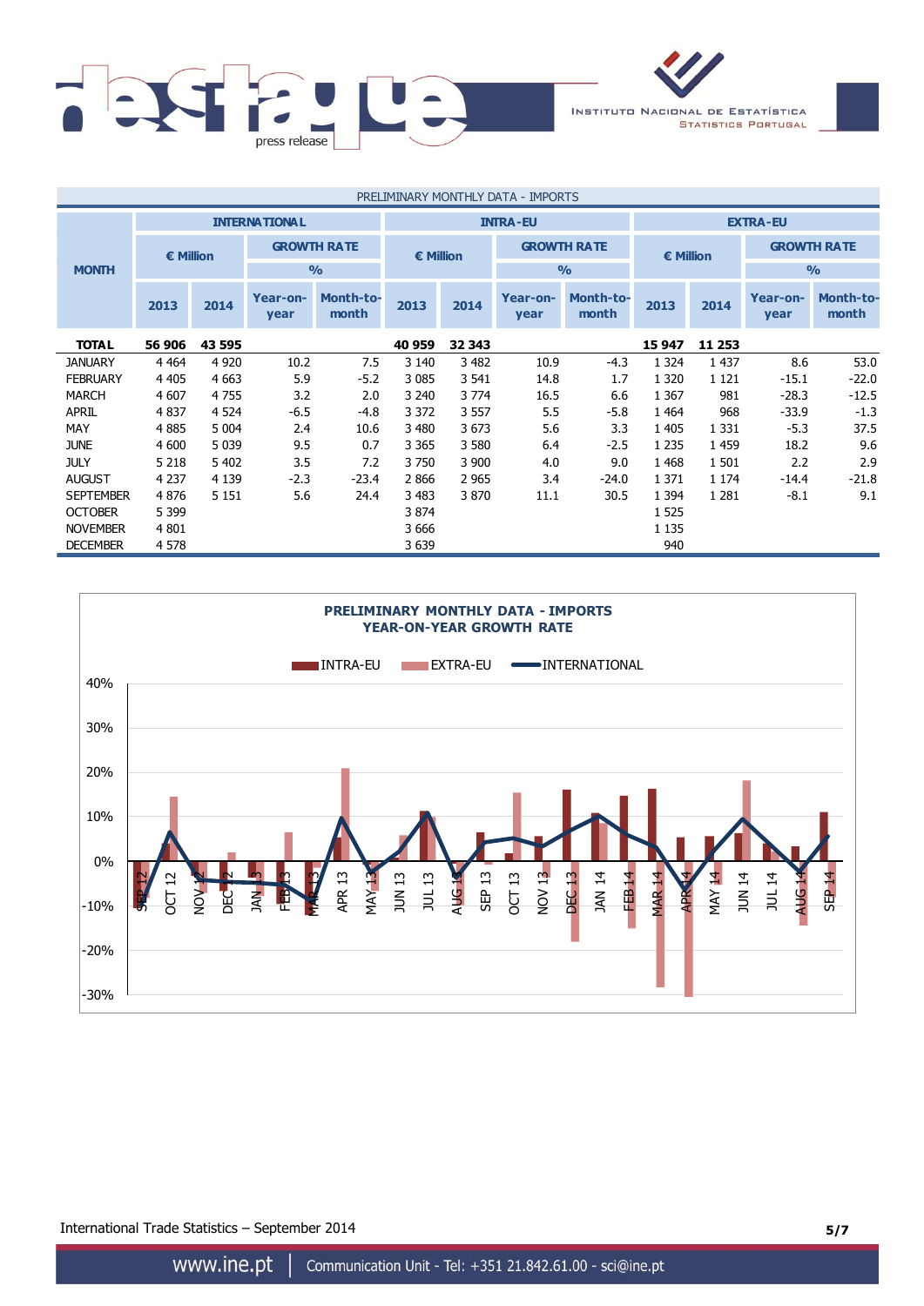PRELIMINARY MONTHLY DATA - IMPORTS

| MONTH | INTERNATIONAL | | | | INTRA-EU | | | | EXTRA-EU | | | |
|---|---|---|---|---|---|---|---|---|---|---|---|---|
| | € Million | | GROWTH RATE % | | € Million | | GROWTH RATE % | | € Million | | GROWTH RATE % | |
| | 2013 | 2014 | Year-on-year | Month-to-month | 2013 | 2014 | Year-on-year | Month-to-month | 2013 | 2014 | Year-on-year | Month-to-month |
| **TOTAL** | **56 906** | **43 595** | | | **40 959** | **32 343** | | | **15 947** | **11 253** | | |
| JANUARY | 4 464 | 4 920 | 10.2 | 7.5 | 3 140 | 3 482 | 10.9 | -4.3 | 1 324 | 1 437 | 8.6 | 53.0 |
| FEBRUARY | 4 405 | 4 663 | 5.9 | -5.2 | 3 085 | 3 541 | 14.8 | 1.7 | 1 320 | 1 121 | -15.1 | -22.0 |
| MARCH | 4 607 | 4 755 | 3.2 | 2.0 | 3 240 | 3 774 | 16.5 | 6.6 | 1 367 | 981 | -28.3 | -12.5 |
| APRIL | 4 837 | 4 524 | -6.5 | -4.8 | 3 372 | 3 557 | 5.5 | -5.8 | 1 464 | 968 | -33.9 | -1.3 |
| MAY | 4 885 | 5 004 | 2.4 | 10.6 | 3 480 | 3 673 | 5.6 | 3.3 | 1 405 | 1 331 | -5.3 | 37.5 |
| JUNE | 4 600 | 5 039 | 9.5 | 0.7 | 3 365 | 3 580 | 6.4 | -2.5 | 1 235 | 1 459 | 18.2 | 9.6 |
| JULY | 5 218 | 5 402 | 3.5 | 7.2 | 3 750 | 3 900 | 4.0 | 9.0 | 1 468 | 1 501 | 2.2 | 2.9 |
| AUGUST | 4 237 | 4 139 | -2.3 | -23.4 | 2 866 | 2 965 | 3.4 | -24.0 | 1 371 | 1 174 | -14.4 | -21.8 |
| SEPTEMBER | 4 876 | 5 151 | 5.6 | 24.4 | 3 483 | 3 870 | 11.1 | 30.5 | 1 394 | 1 281 | -8.1 | 9.1 |
| OCTOBER | 5 399 | | | | 3 874 | | | | 1 525 | | | |
| NOVEMBER | 4 801 | | | | 3 666 | | | | 1 135 | | | |
| DECEMBER | 4 578 | | | | 3 639 | | | | 940 | | | |

**PRELIMINARY MONTHLY DATA - IMPORTS**
**YEAR-ON-YEAR GROWTH RATE**

INTRA-EU | EXTRA-EU | INTERNATIONAL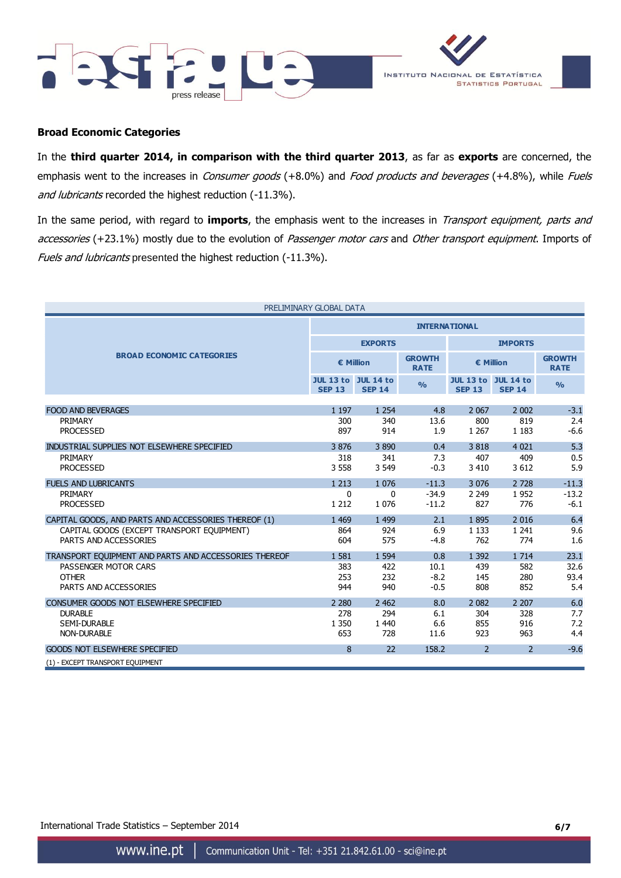## Broad Economic Categories

In the **third quarter 2014, in comparison with the third quarter 2013**, as far as **exports** are concerned, the emphasis went to the increases in *Consumer goods* (+8.0%) and *Food products and beverages* (+4.8%), while *Fuels and lubricants* recorded the highest reduction (-11.3%).

In the same period, with regard to **imports**, the emphasis went to the increases in *Transport equipment, parts and accessories* (+23.1%) mostly due to the evolution of *Passenger motor cars* and *Other transport equipment*. Imports of *Fuels and lubricants* presented the highest reduction (-11.3%).

| PRELIMINARY GLOBAL DATA | | | | | | |
|---|---|---|---|---|---|---|
| **BROAD ECONOMIC CATEGORIES** | **INTERNATIONAL** | | | | | |
| | **EXPORTS** | | | **IMPORTS** | | |
| | **€ Million** | | **GROWTH RATE** | **€ Million** | | **GROWTH RATE** |
| | **JUL 13 to SEP 13** | **JUL 14 to SEP 14** | **%** | **JUL 13 to SEP 13** | **JUL 14 to SEP 14** | **%** |
| FOOD AND BEVERAGES | 1 197 | 1 254 | 4.8 | 2 067 | 2 002 | -3.1 |
| PRIMARY | 300 | 340 | 13.6 | 800 | 819 | 2.4 |
| PROCESSED | 897 | 914 | 1.9 | 1 267 | 1 183 | -6.6 |
| INDUSTRIAL SUPPLIES NOT ELSEWHERE SPECIFIED | 3 876 | 3 890 | 0.4 | 3 818 | 4 021 | 5.3 |
| PRIMARY | 318 | 341 | 7.3 | 407 | 409 | 0.5 |
| PROCESSED | 3 558 | 3 549 | -0.3 | 3 410 | 3 612 | 5.9 |
| FUELS AND LUBRICANTS | 1 213 | 1 076 | -11.3 | 3 076 | 2 728 | -11.3 |
| PRIMARY | 0 | 0 | -34.9 | 2 249 | 1 952 | -13.2 |
| PROCESSED | 1 212 | 1 076 | -11.2 | 827 | 776 | -6.1 |
| CAPITAL GOODS, AND PARTS AND ACCESSORIES THEREOF (1) | 1 469 | 1 499 | 2.1 | 1 895 | 2 016 | 6.4 |
| CAPITAL GOODS (EXCEPT TRANSPORT EQUIPMENT) | 864 | 924 | 6.9 | 1 133 | 1 241 | 9.6 |
| PARTS AND ACCESSORIES | 604 | 575 | -4.8 | 762 | 774 | 1.6 |
| TRANSPORT EQUIPMENT AND PARTS AND ACCESSORIES THEREOF | 1 581 | 1 594 | 0.8 | 1 392 | 1 714 | 23.1 |
| PASSENGER MOTOR CARS | 383 | 422 | 10.1 | 439 | 582 | 32.6 |
| OTHER | 253 | 232 | -8.2 | 145 | 280 | 93.4 |
| PARTS AND ACCESSORIES | 944 | 940 | -0.5 | 808 | 852 | 5.4 |
| CONSUMER GOODS NOT ELSEWHERE SPECIFIED | 2 280 | 2 462 | 8.0 | 2 082 | 2 207 | 6.0 |
| DURABLE | 278 | 294 | 6.1 | 304 | 328 | 7.7 |
| SEMI-DURABLE | 1 350 | 1 440 | 6.6 | 855 | 916 | 7.2 |
| NON-DURABLE | 653 | 728 | 11.6 | 923 | 963 | 4.4 |
| GOODS NOT ELSEWHERE SPECIFIED | 8 | 22 | 158.2 | 2 | 2 | -9.6 |

(1) - EXCEPT TRANSPORT EQUIPMENT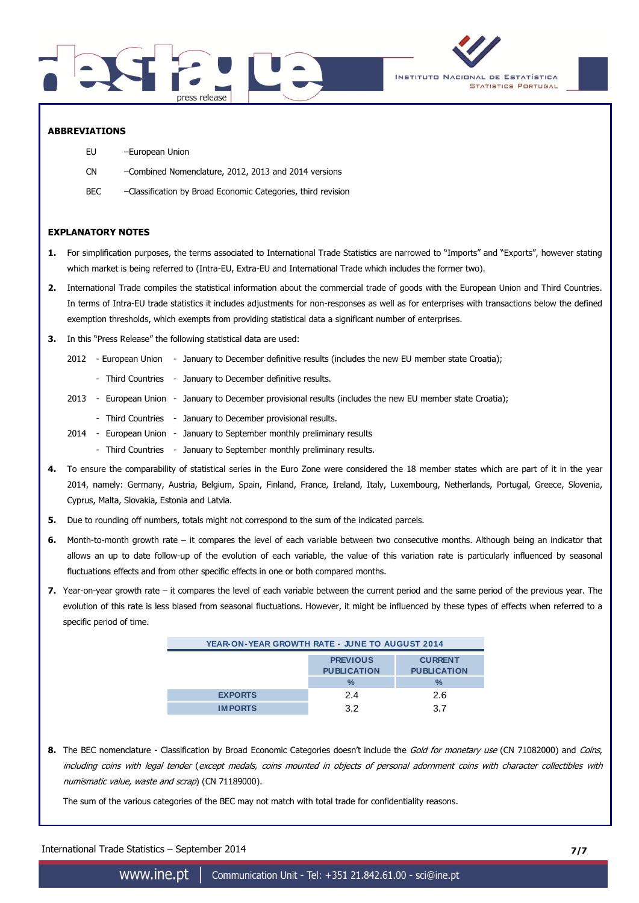## ABBREVIATIONS

EU –European Union

CN –Combined Nomenclature, 2012, 2013 and 2014 versions

BEC –Classification by Broad Economic Categories, third revision

## EXPLANATORY NOTES

1. For simplification purposes, the terms associated to International Trade Statistics are narrowed to "Imports" and "Exports", however stating which market is being referred to (Intra-EU, Extra-EU and International Trade which includes the former two).

2. International Trade compiles the statistical information about the commercial trade of goods with the European Union and Third Countries. In terms of Intra-EU trade statistics it includes adjustments for non-responses as well as for enterprises with transactions below the defined exemption thresholds, which exempts from providing statistical data a significant number of enterprises.

3. In this "Press Release" the following statistical data are used:

   2012 - European Union - January to December definitive results (includes the new EU member state Croatia);
   
   - Third Countries - January to December definitive results.

   2013 - European Union - January to December provisional results (includes the new EU member state Croatia);
   
   - Third Countries - January to December provisional results.

   2014 - European Union - January to September monthly preliminary results
   
   - Third Countries - January to September monthly preliminary results.

4. To ensure the comparability of statistical series in the Euro Zone were considered the 18 member states which are part of it in the year 2014, namely: Germany, Austria, Belgium, Spain, Finland, France, Ireland, Italy, Luxembourg, Netherlands, Portugal, Greece, Slovenia, Cyprus, Malta, Slovakia, Estonia and Latvia.

5. Due to rounding off numbers, totals might not correspond to the sum of the indicated parcels.

6. Month-to-month growth rate – it compares the level of each variable between two consecutive months. Although being an indicator that allows an up to date follow-up of the evolution of each variable, the value of this variation rate is particularly influenced by seasonal fluctuations effects and from other specific effects in one or both compared months.

7. Year-on-year growth rate – it compares the level of each variable between the current period and the same period of the previous year. The evolution of this rate is less biased from seasonal fluctuations. However, it might be influenced by these types of effects when referred to a specific period of time.

| YEAR-ON-YEAR GROWTH RATE - JUNE TO AUGUST 2014 | | |
|---|---|---|
| | PREVIOUS PUBLICATION | CURRENT PUBLICATION |
| | % | % |
| EXPORTS | 2.4 | 2.6 |
| IMPORTS | 3.2 | 3.7 |

8. The BEC nomenclature - Classification by Broad Economic Categories doesn't include the *Gold for monetary use* (CN 71082000) and *Coins, including coins with legal tender* (*except medals, coins mounted in objects of personal adornment coins with character collectibles with numismatic value, waste and scrap*) (CN 71189000).

   The sum of the various categories of the BEC may not match with total trade for confidentiality reasons.